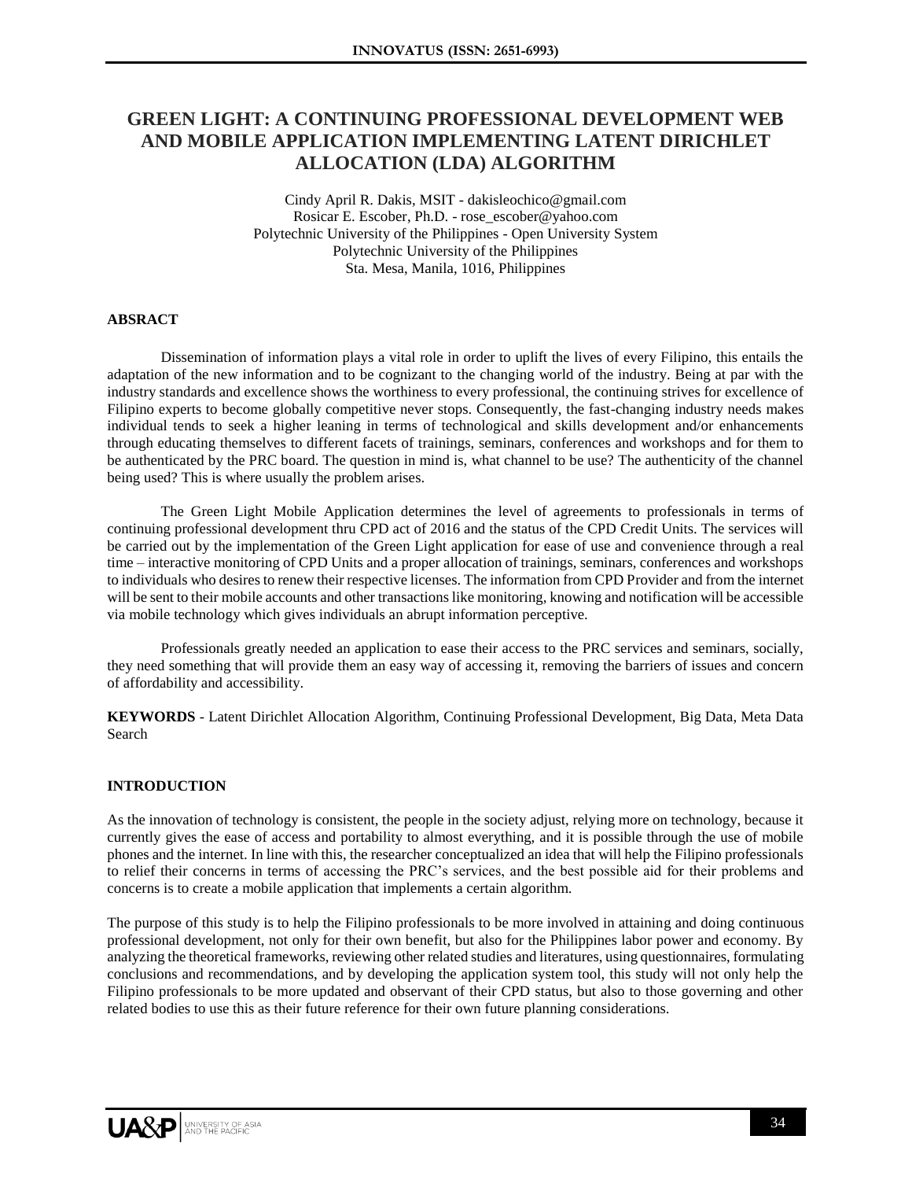# GREEN LIGHT: A CONTINUING PROFESSIONAL DEVELOPMENT WEB AND MOBILE APPLICATION IMPLEMENTING LATENT DIRICHLET ALLOCATION (LDA) ALGORITHM

Cindy April R. Dakis, MSIT - dakisleochico@gmail.com
Rosicar E. Escober, Ph.D. - rose_escober@yahoo.com
Polytechnic University of the Philippines - Open University System
Polytechnic University of the Philippines
Sta. Mesa, Manila, 1016, Philippines

## ABSRACT

Dissemination of information plays a vital role in order to uplift the lives of every Filipino, this entails the adaptation of the new information and to be cognizant to the changing world of the industry. Being at par with the industry standards and excellence shows the worthiness to every professional, the continuing strives for excellence of Filipino experts to become globally competitive never stops. Consequently, the fast-changing industry needs makes individual tends to seek a higher leaning in terms of technological and skills development and/or enhancements through educating themselves to different facets of trainings, seminars, conferences and workshops and for them to be authenticated by the PRC board. The question in mind is, what channel to be use? The authenticity of the channel being used? This is where usually the problem arises.

The Green Light Mobile Application determines the level of agreements to professionals in terms of continuing professional development thru CPD act of 2016 and the status of the CPD Credit Units. The services will be carried out by the implementation of the Green Light application for ease of use and convenience through a real time – interactive monitoring of CPD Units and a proper allocation of trainings, seminars, conferences and workshops to individuals who desires to renew their respective licenses. The information from CPD Provider and from the internet will be sent to their mobile accounts and other transactions like monitoring, knowing and notification will be accessible via mobile technology which gives individuals an abrupt information perceptive.

Professionals greatly needed an application to ease their access to the PRC services and seminars, socially, they need something that will provide them an easy way of accessing it, removing the barriers of issues and concern of affordability and accessibility.

**KEYWORDS** - Latent Dirichlet Allocation Algorithm, Continuing Professional Development, Big Data, Meta Data Search

## INTRODUCTION

As the innovation of technology is consistent, the people in the society adjust, relying more on technology, because it currently gives the ease of access and portability to almost everything, and it is possible through the use of mobile phones and the internet. In line with this, the researcher conceptualized an idea that will help the Filipino professionals to relief their concerns in terms of accessing the PRC's services, and the best possible aid for their problems and concerns is to create a mobile application that implements a certain algorithm.

The purpose of this study is to help the Filipino professionals to be more involved in attaining and doing continuous professional development, not only for their own benefit, but also for the Philippines labor power and economy. By analyzing the theoretical frameworks, reviewing other related studies and literatures, using questionnaires, formulating conclusions and recommendations, and by developing the application system tool, this study will not only help the Filipino professionals to be more updated and observant of their CPD status, but also to those governing and other related bodies to use this as their future reference for their own future planning considerations.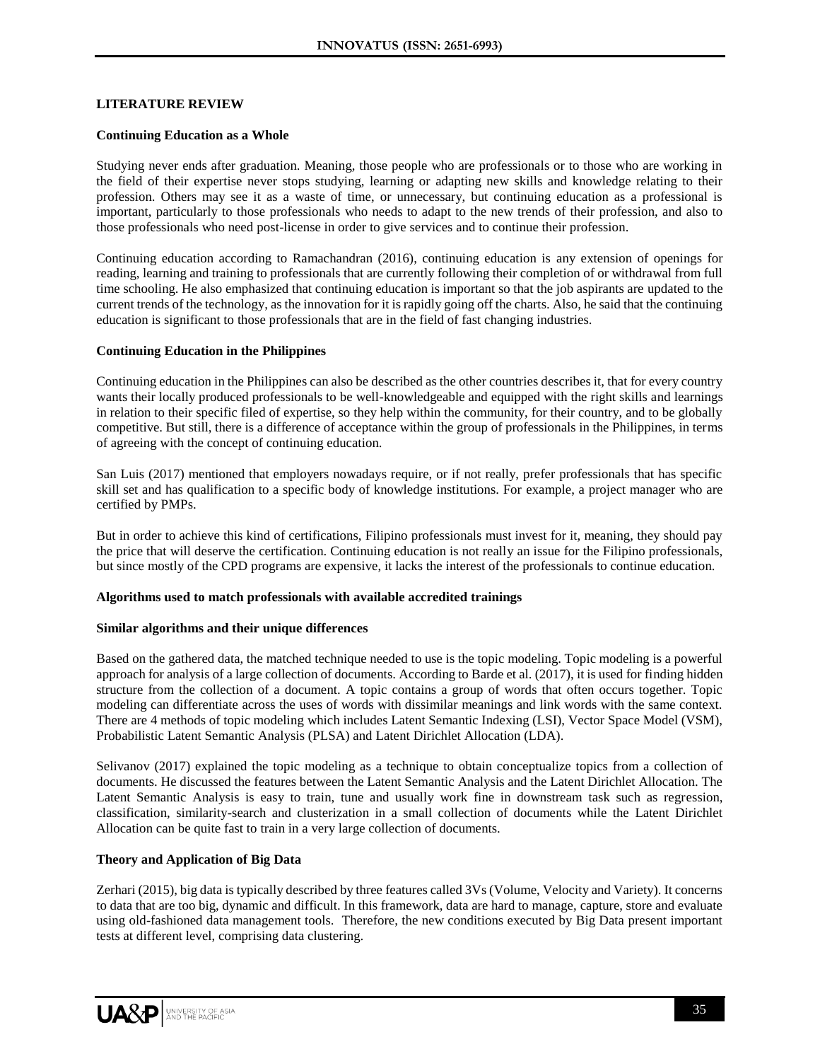## LITERATURE REVIEW

### Continuing Education as a Whole

Studying never ends after graduation. Meaning, those people who are professionals or to those who are working in the field of their expertise never stops studying, learning or adapting new skills and knowledge relating to their profession. Others may see it as a waste of time, or unnecessary, but continuing education as a professional is important, particularly to those professionals who needs to adapt to the new trends of their profession, and also to those professionals who need post-license in order to give services and to continue their profession.

Continuing education according to Ramachandran (2016), continuing education is any extension of openings for reading, learning and training to professionals that are currently following their completion of or withdrawal from full time schooling. He also emphasized that continuing education is important so that the job aspirants are updated to the current trends of the technology, as the innovation for it is rapidly going off the charts. Also, he said that the continuing education is significant to those professionals that are in the field of fast changing industries.

### Continuing Education in the Philippines

Continuing education in the Philippines can also be described as the other countries describes it, that for every country wants their locally produced professionals to be well-knowledgeable and equipped with the right skills and learnings in relation to their specific filed of expertise, so they help within the community, for their country, and to be globally competitive. But still, there is a difference of acceptance within the group of professionals in the Philippines, in terms of agreeing with the concept of continuing education.

San Luis (2017) mentioned that employers nowadays require, or if not really, prefer professionals that has specific skill set and has qualification to a specific body of knowledge institutions. For example, a project manager who are certified by PMPs.

But in order to achieve this kind of certifications, Filipino professionals must invest for it, meaning, they should pay the price that will deserve the certification. Continuing education is not really an issue for the Filipino professionals, but since mostly of the CPD programs are expensive, it lacks the interest of the professionals to continue education.

### Algorithms used to match professionals with available accredited trainings

### Similar algorithms and their unique differences

Based on the gathered data, the matched technique needed to use is the topic modeling. Topic modeling is a powerful approach for analysis of a large collection of documents. According to Barde et al. (2017), it is used for finding hidden structure from the collection of a document. A topic contains a group of words that often occurs together. Topic modeling can differentiate across the uses of words with dissimilar meanings and link words with the same context. There are 4 methods of topic modeling which includes Latent Semantic Indexing (LSI), Vector Space Model (VSM), Probabilistic Latent Semantic Analysis (PLSA) and Latent Dirichlet Allocation (LDA).

Selivanov (2017) explained the topic modeling as a technique to obtain conceptualize topics from a collection of documents. He discussed the features between the Latent Semantic Analysis and the Latent Dirichlet Allocation. The Latent Semantic Analysis is easy to train, tune and usually work fine in downstream task such as regression, classification, similarity-search and clusterization in a small collection of documents while the Latent Dirichlet Allocation can be quite fast to train in a very large collection of documents.

### Theory and Application of Big Data

Zerhari (2015), big data is typically described by three features called 3Vs (Volume, Velocity and Variety). It concerns to data that are too big, dynamic and difficult. In this framework, data are hard to manage, capture, store and evaluate using old-fashioned data management tools. Therefore, the new conditions executed by Big Data present important tests at different level, comprising data clustering.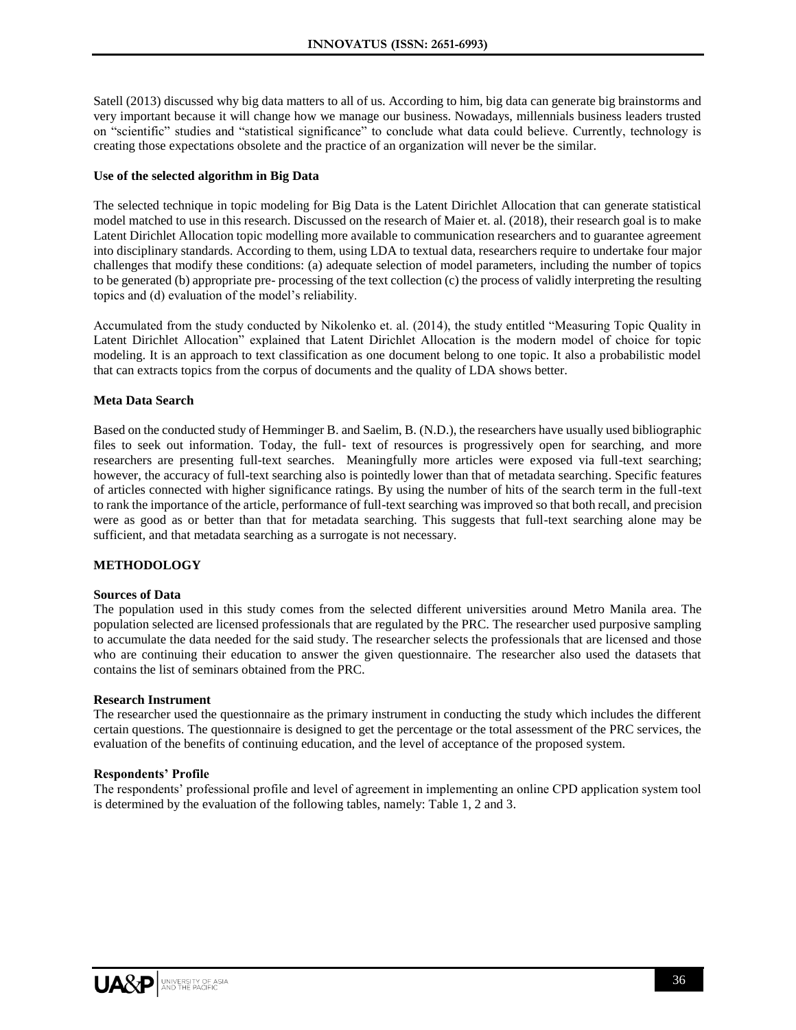Satell (2013) discussed why big data matters to all of us. According to him, big data can generate big brainstorms and very important because it will change how we manage our business. Nowadays, millennials business leaders trusted on "scientific" studies and "statistical significance" to conclude what data could believe. Currently, technology is creating those expectations obsolete and the practice of an organization will never be the similar.

**Use of the selected algorithm in Big Data**

The selected technique in topic modeling for Big Data is the Latent Dirichlet Allocation that can generate statistical model matched to use in this research. Discussed on the research of Maier et. al. (2018), their research goal is to make Latent Dirichlet Allocation topic modelling more available to communication researchers and to guarantee agreement into disciplinary standards. According to them, using LDA to textual data, researchers require to undertake four major challenges that modify these conditions: (a) adequate selection of model parameters, including the number of topics to be generated (b) appropriate pre- processing of the text collection (c) the process of validly interpreting the resulting topics and (d) evaluation of the model's reliability.

Accumulated from the study conducted by Nikolenko et. al. (2014), the study entitled "Measuring Topic Quality in Latent Dirichlet Allocation" explained that Latent Dirichlet Allocation is the modern model of choice for topic modeling. It is an approach to text classification as one document belong to one topic. It also a probabilistic model that can extracts topics from the corpus of documents and the quality of LDA shows better.

**Meta Data Search**

Based on the conducted study of Hemminger B. and Saelim, B. (N.D.), the researchers have usually used bibliographic files to seek out information. Today, the full- text of resources is progressively open for searching, and more researchers are presenting full-text searches. Meaningfully more articles were exposed via full-text searching; however, the accuracy of full-text searching also is pointedly lower than that of metadata searching. Specific features of articles connected with higher significance ratings. By using the number of hits of the search term in the full-text to rank the importance of the article, performance of full-text searching was improved so that both recall, and precision were as good as or better than that for metadata searching. This suggests that full-text searching alone may be sufficient, and that metadata searching as a surrogate is not necessary.

## METHODOLOGY

**Sources of Data**

The population used in this study comes from the selected different universities around Metro Manila area. The population selected are licensed professionals that are regulated by the PRC. The researcher used purposive sampling to accumulate the data needed for the said study. The researcher selects the professionals that are licensed and those who are continuing their education to answer the given questionnaire. The researcher also used the datasets that contains the list of seminars obtained from the PRC.

**Research Instrument**

The researcher used the questionnaire as the primary instrument in conducting the study which includes the different certain questions. The questionnaire is designed to get the percentage or the total assessment of the PRC services, the evaluation of the benefits of continuing education, and the level of acceptance of the proposed system.

**Respondents' Profile**

The respondents' professional profile and level of agreement in implementing an online CPD application system tool is determined by the evaluation of the following tables, namely: Table 1, 2 and 3.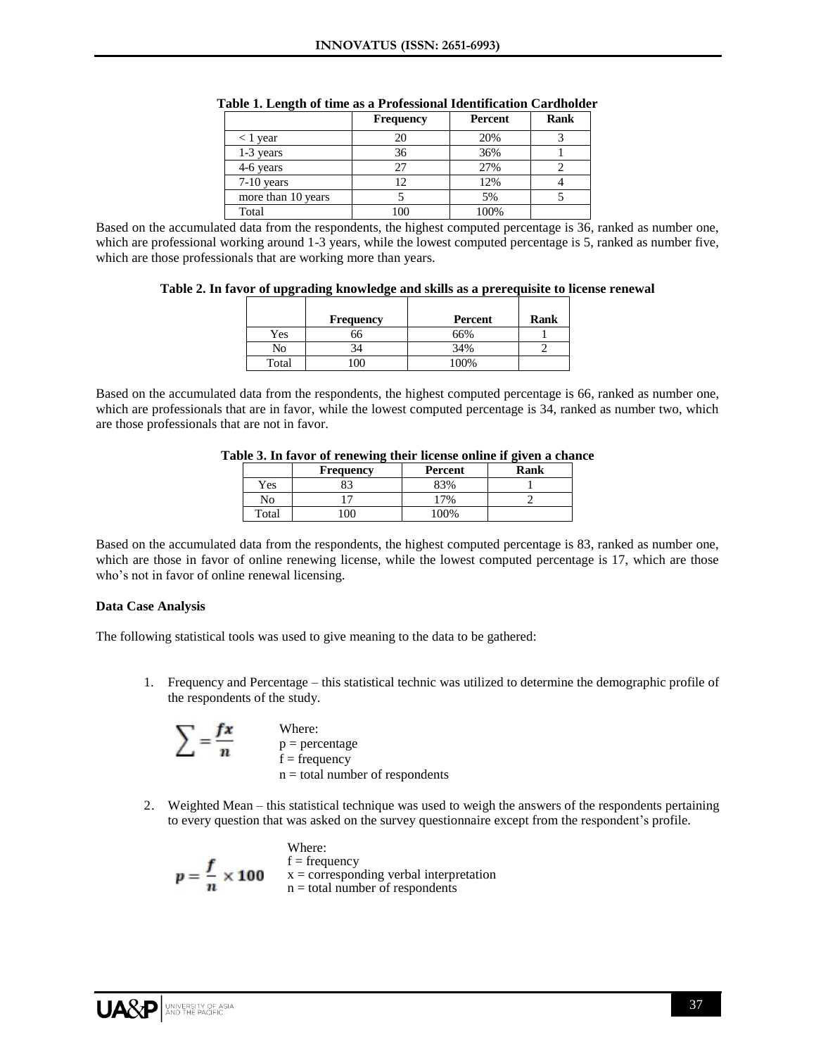**Table 1. Length of time as a Professional Identification Cardholder**

| | Frequency | Percent | Rank |
|---|---|---|---|
| < 1 year | 20 | 20% | 3 |
| 1-3 years | 36 | 36% | 1 |
| 4-6 years | 27 | 27% | 2 |
| 7-10 years | 12 | 12% | 4 |
| more than 10 years | 5 | 5% | 5 |
| Total | 100 | 100% | |

Based on the accumulated data from the respondents, the highest computed percentage is 36, ranked as number one, which are professional working around 1-3 years, while the lowest computed percentage is 5, ranked as number five, which are those professionals that are working more than years.

**Table 2. In favor of upgrading knowledge and skills as a prerequisite to license renewal**

| | Frequency | Percent | Rank |
|---|---|---|---|
| Yes | 66 | 66% | 1 |
| No | 34 | 34% | 2 |
| Total | 100 | 100% | |

Based on the accumulated data from the respondents, the highest computed percentage is 66, ranked as number one, which are professionals that are in favor, while the lowest computed percentage is 34, ranked as number two, which are those professionals that are not in favor.

**Table 3. In favor of renewing their license online if given a chance**

| | Frequency | Percent | Rank |
|---|---|---|---|
| Yes | 83 | 83% | 1 |
| No | 17 | 17% | 2 |
| Total | 100 | 100% | |

Based on the accumulated data from the respondents, the highest computed percentage is 83, ranked as number one, which are those in favor of online renewing license, while the lowest computed percentage is 17, which are those who's not in favor of online renewal licensing.

**Data Case Analysis**

The following statistical tools was used to give meaning to the data to be gathered:

1. Frequency and Percentage – this statistical technic was utilized to determine the demographic profile of the respondents of the study.

   $$\sum = \frac{fx}{n}$$

   Where:
   p = percentage
   f = frequency
   n = total number of respondents

2. Weighted Mean – this statistical technique was used to weigh the answers of the respondents pertaining to every question that was asked on the survey questionnaire except from the respondent's profile.

   $$p = \frac{f}{n} \times 100$$

   Where:
   f = frequency
   x = corresponding verbal interpretation
   n = total number of respondents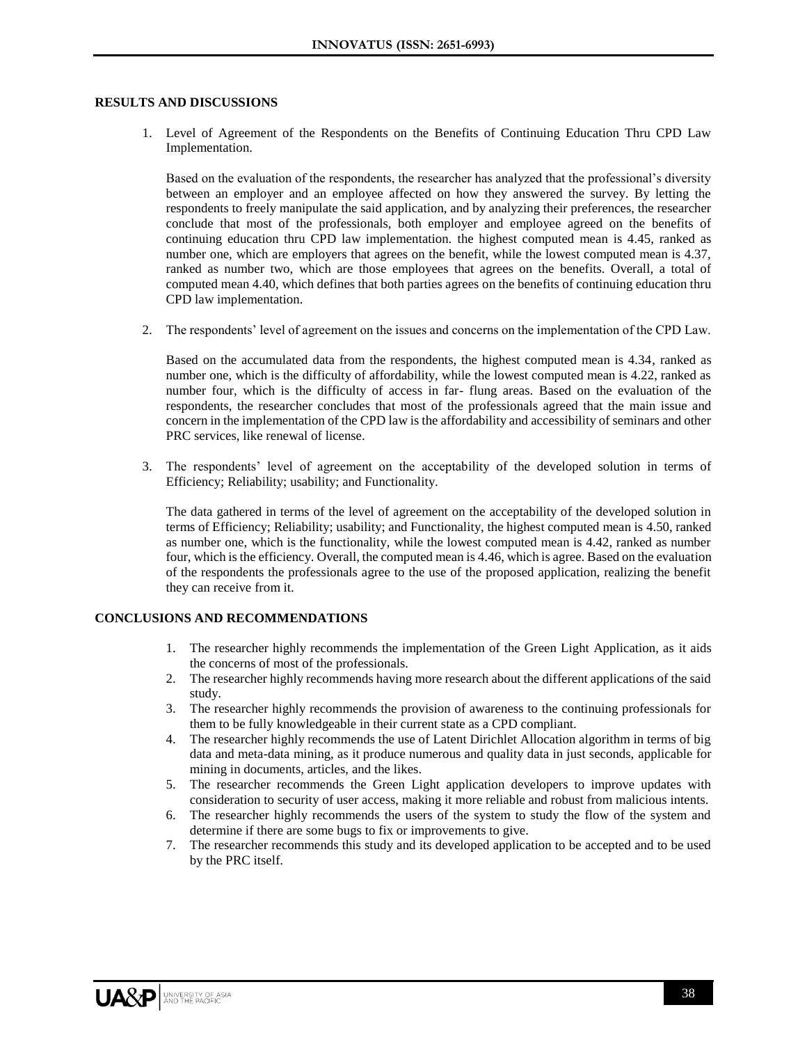## RESULTS AND DISCUSSIONS

1. Level of Agreement of the Respondents on the Benefits of Continuing Education Thru CPD Law Implementation.

   Based on the evaluation of the respondents, the researcher has analyzed that the professional's diversity between an employer and an employee affected on how they answered the survey. By letting the respondents to freely manipulate the said application, and by analyzing their preferences, the researcher conclude that most of the professionals, both employer and employee agreed on the benefits of continuing education thru CPD law implementation. the highest computed mean is 4.45, ranked as number one, which are employers that agrees on the benefit, while the lowest computed mean is 4.37, ranked as number two, which are those employees that agrees on the benefits. Overall, a total of computed mean 4.40, which defines that both parties agrees on the benefits of continuing education thru CPD law implementation.

2. The respondents' level of agreement on the issues and concerns on the implementation of the CPD Law.

   Based on the accumulated data from the respondents, the highest computed mean is 4.34, ranked as number one, which is the difficulty of affordability, while the lowest computed mean is 4.22, ranked as number four, which is the difficulty of access in far- flung areas. Based on the evaluation of the respondents, the researcher concludes that most of the professionals agreed that the main issue and concern in the implementation of the CPD law is the affordability and accessibility of seminars and other PRC services, like renewal of license.

3. The respondents' level of agreement on the acceptability of the developed solution in terms of Efficiency; Reliability; usability; and Functionality.

   The data gathered in terms of the level of agreement on the acceptability of the developed solution in terms of Efficiency; Reliability; usability; and Functionality, the highest computed mean is 4.50, ranked as number one, which is the functionality, while the lowest computed mean is 4.42, ranked as number four, which is the efficiency. Overall, the computed mean is 4.46, which is agree. Based on the evaluation of the respondents the professionals agree to the use of the proposed application, realizing the benefit they can receive from it.

## CONCLUSIONS AND RECOMMENDATIONS

1. The researcher highly recommends the implementation of the Green Light Application, as it aids the concerns of most of the professionals.
2. The researcher highly recommends having more research about the different applications of the said study.
3. The researcher highly recommends the provision of awareness to the continuing professionals for them to be fully knowledgeable in their current state as a CPD compliant.
4. The researcher highly recommends the use of Latent Dirichlet Allocation algorithm in terms of big data and meta-data mining, as it produce numerous and quality data in just seconds, applicable for mining in documents, articles, and the likes.
5. The researcher recommends the Green Light application developers to improve updates with consideration to security of user access, making it more reliable and robust from malicious intents.
6. The researcher highly recommends the users of the system to study the flow of the system and determine if there are some bugs to fix or improvements to give.
7. The researcher recommends this study and its developed application to be accepted and to be used by the PRC itself.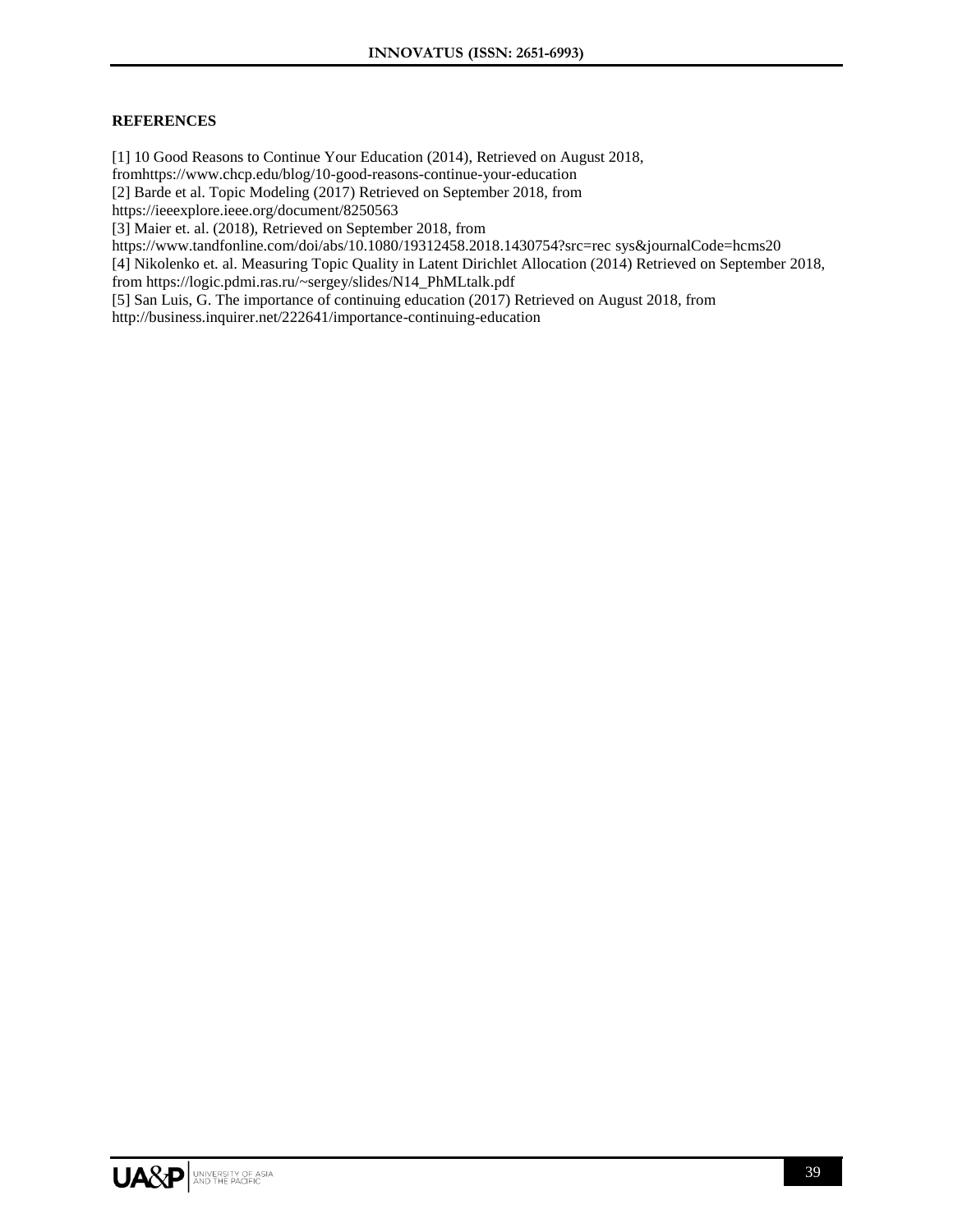**REFERENCES**

[1] 10 Good Reasons to Continue Your Education (2014), Retrieved on August 2018, fromhttps://www.chcp.edu/blog/10-good-reasons-continue-your-education

[2] Barde et al. Topic Modeling (2017) Retrieved on September 2018, from https://ieeexplore.ieee.org/document/8250563

[3] Maier et. al. (2018), Retrieved on September 2018, from https://www.tandfonline.com/doi/abs/10.1080/19312458.2018.1430754?src=rec sys&journalCode=hcms20

[4] Nikolenko et. al. Measuring Topic Quality in Latent Dirichlet Allocation (2014) Retrieved on September 2018, from https://logic.pdmi.ras.ru/~sergey/slides/N14_PhMLtalk.pdf

[5] San Luis, G. The importance of continuing education (2017) Retrieved on August 2018, from http://business.inquirer.net/222641/importance-continuing-education